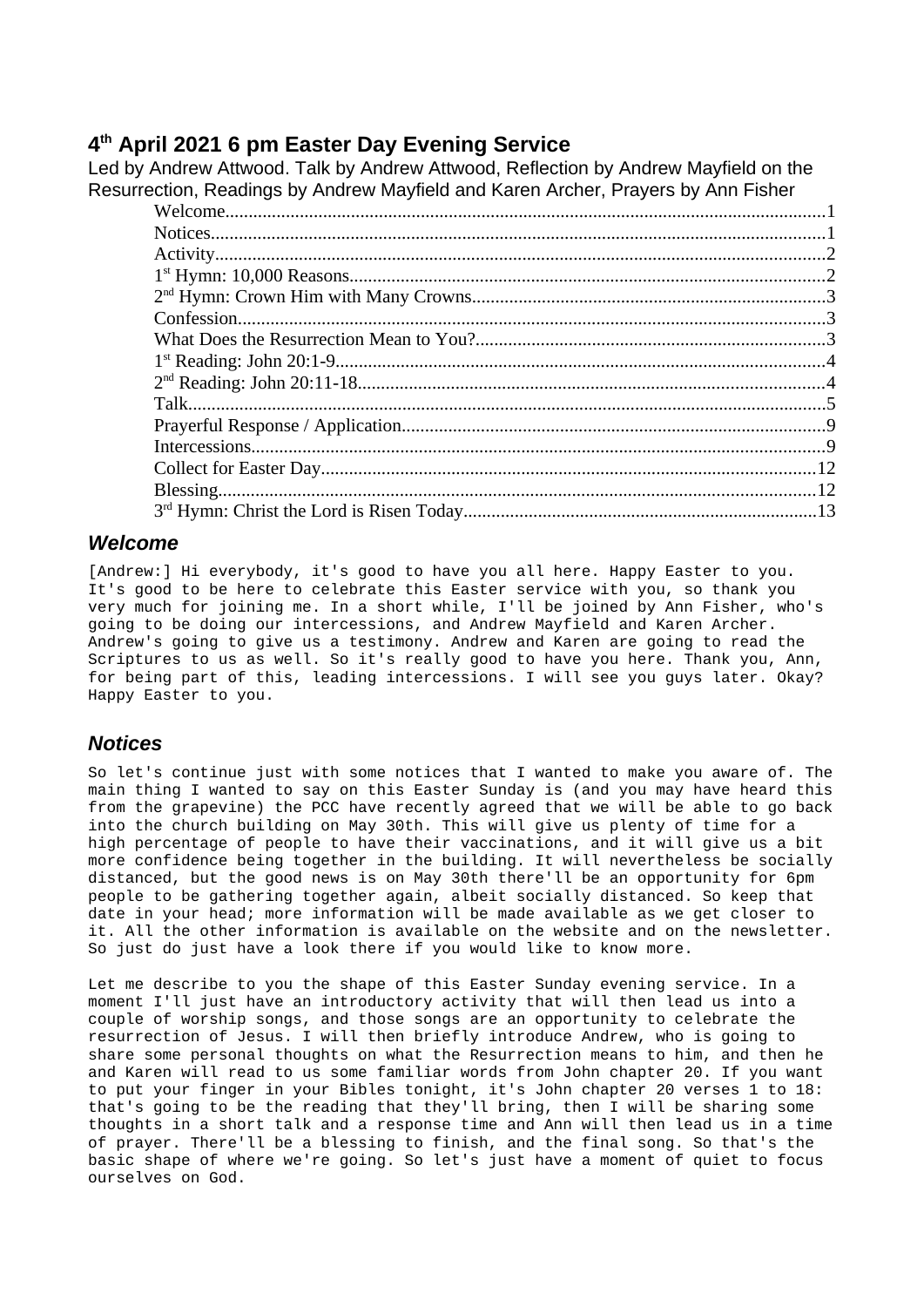## 4th April 2021 6 pm Easter Day Evening Service

Led by Andrew Attwood. Talk by Andrew Attwood, Reflection by Andrew Mayfield on the Resurrection, Readings by Andrew Mayfield and Karen Archer, Prayers by Ann Fisher

- Welcome....1
- Notices....1
- Activity....2
- 1st Hymn: 10,000 Reasons....2
- 2nd Hymn: Crown Him with Many Crowns....3
- Confession....3
- What Does the Resurrection Mean to You?....3
- 1st Reading: John 20:1-9....4
- 2nd Reading: John 20:11-18....4
- Talk....5
- Prayerful Response / Application....9
- Intercessions....9
- Collect for Easter Day....12
- Blessing....12
- 3rd Hymn: Christ the Lord is Risen Today....13

### *Welcome*

[Andrew:] Hi everybody, it's good to have you all here. Happy Easter to you. It's good to be here to celebrate this Easter service with you, so thank you very much for joining me. In a short while, I'll be joined by Ann Fisher, who's going to be doing our intercessions, and Andrew Mayfield and Karen Archer. Andrew's going to give us a testimony. Andrew and Karen are going to read the Scriptures to us as well. So it's really good to have you here. Thank you, Ann, for being part of this, leading intercessions. I will see you guys later. Okay? Happy Easter to you.

### *Notices*

So let's continue just with some notices that I wanted to make you aware of. The main thing I wanted to say on this Easter Sunday is (and you may have heard this from the grapevine) the PCC have recently agreed that we will be able to go back into the church building on May 30th. This will give us plenty of time for a high percentage of people to have their vaccinations, and it will give us a bit more confidence being together in the building. It will nevertheless be socially distanced, but the good news is on May 30th there'll be an opportunity for 6pm people to be gathering together again, albeit socially distanced. So keep that date in your head; more information will be made available as we get closer to it. All the other information is available on the website and on the newsletter. So just do just have a look there if you would like to know more.

Let me describe to you the shape of this Easter Sunday evening service. In a moment I'll just have an introductory activity that will then lead us into a couple of worship songs, and those songs are an opportunity to celebrate the resurrection of Jesus. I will then briefly introduce Andrew, who is going to share some personal thoughts on what the Resurrection means to him, and then he and Karen will read to us some familiar words from John chapter 20. If you want to put your finger in your Bibles tonight, it's John chapter 20 verses 1 to 18: that's going to be the reading that they'll bring, then I will be sharing some thoughts in a short talk and a response time and Ann will then lead us in a time of prayer. There'll be a blessing to finish, and the final song. So that's the basic shape of where we're going. So let's just have a moment of quiet to focus ourselves on God.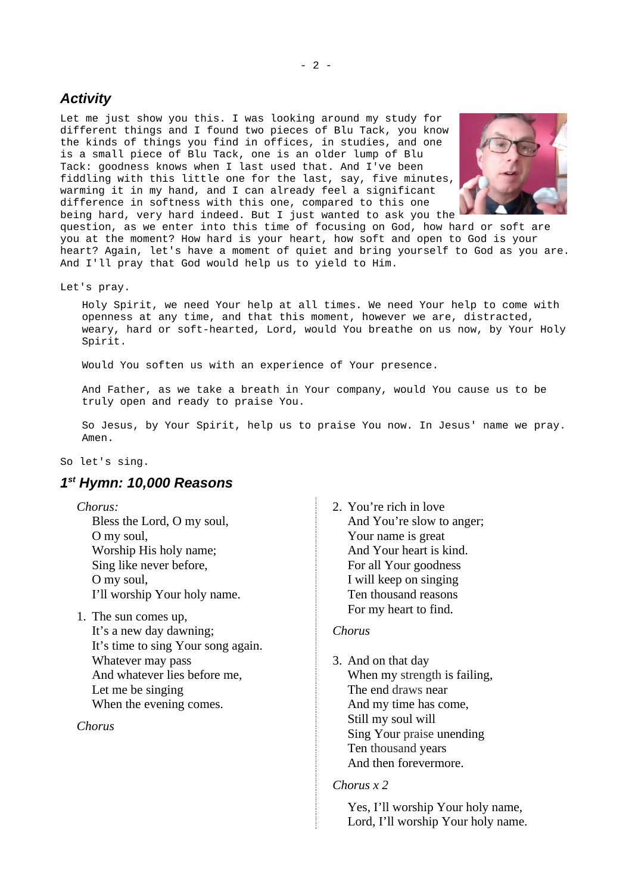## Activity

Let me just show you this. I was looking around my study for different things and I found two pieces of Blu Tack, you know the kinds of things you find in offices, in studies, and one is a small piece of Blu Tack, one is an older lump of Blu Tack: goodness knows when I last used that. And I've been fiddling with this little one for the last, say, five minutes, warming it in my hand, and I can already feel a significant difference in softness with this one, compared to this one being hard, very hard indeed. But I just wanted to ask you the question, as we enter into this time of focusing on God, how hard or soft are you at the moment? How hard is your heart, how soft and open to God is your heart? Again, let's have a moment of quiet and bring yourself to God as you are. And I'll pray that God would help us to yield to Him.

Let's pray.

> Holy Spirit, we need Your help at all times. We need Your help to come with openness at any time, and that this moment, however we are, distracted, weary, hard or soft-hearted, Lord, would You breathe on us now, by Your Holy Spirit.
>
> Would You soften us with an experience of Your presence.
>
> And Father, as we take a breath in Your company, would You cause us to be truly open and ready to praise You.
>
> So Jesus, by Your Spirit, help us to praise You now. In Jesus' name we pray. Amen.

So let's sing.

## 1st Hymn: 10,000 Reasons

*Chorus:*
Bless the Lord, O my soul,
O my soul,
Worship His holy name;
Sing like never before,
O my soul,
I'll worship Your holy name.

1. The sun comes up,
It's a new day dawning;
It's time to sing Your song again.
Whatever may pass
And whatever lies before me,
Let me be singing
When the evening comes.

*Chorus*

2. You're rich in love
And You're slow to anger;
Your name is great
And Your heart is kind.
For all Your goodness
I will keep on singing
Ten thousand reasons
For my heart to find.

*Chorus*

3. And on that day
When my strength is failing,
The end draws near
And my time has come,
Still my soul will
Sing Your praise unending
Ten thousand years
And then forevermore.

*Chorus x 2*

Yes, I'll worship Your holy name,
Lord, I'll worship Your holy name.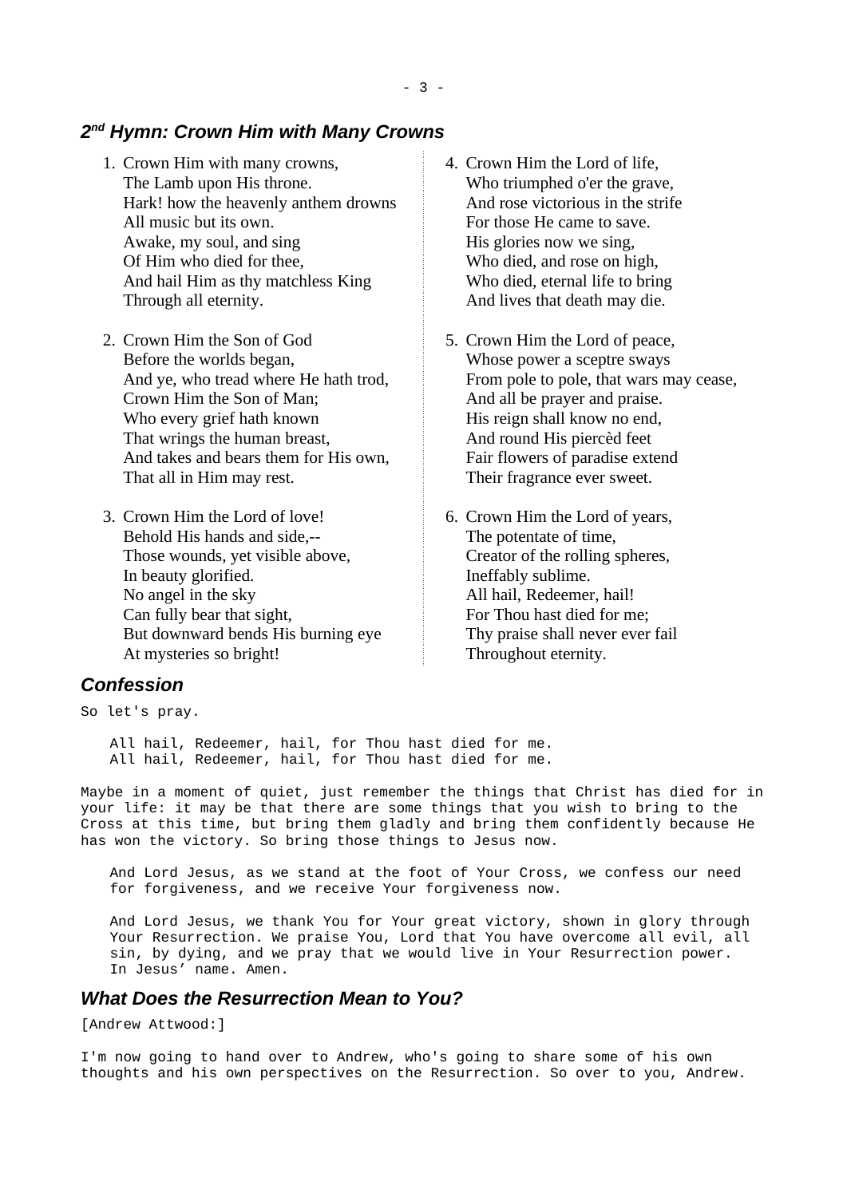## 2nd Hymn: Crown Him with Many Crowns

1. Crown Him with many crowns,
 The Lamb upon His throne.
 Hark! how the heavenly anthem drowns
 All music but its own.
 Awake, my soul, and sing
 Of Him who died for thee,
 And hail Him as thy matchless King
 Through all eternity.

2. Crown Him the Son of God
 Before the worlds began,
 And ye, who tread where He hath trod,
 Crown Him the Son of Man;
 Who every grief hath known
 That wrings the human breast,
 And takes and bears them for His own,
 That all in Him may rest.

3. Crown Him the Lord of love!
 Behold His hands and side,--
 Those wounds, yet visible above,
 In beauty glorified.
 No angel in the sky
 Can fully bear that sight,
 But downward bends His burning eye
 At mysteries so bright!

4. Crown Him the Lord of life,
 Who triumphed o'er the grave,
 And rose victorious in the strife
 For those He came to save.
 His glories now we sing,
 Who died, and rose on high,
 Who died, eternal life to bring
 And lives that death may die.

5. Crown Him the Lord of peace,
 Whose power a sceptre sways
 From pole to pole, that wars may cease,
 And all be prayer and praise.
 His reign shall know no end,
 And round His piercèd feet
 Fair flowers of paradise extend
 Their fragrance ever sweet.

6. Crown Him the Lord of years,
 The potentate of time,
 Creator of the rolling spheres,
 Ineffably sublime.
 All hail, Redeemer, hail!
 For Thou hast died for me;
 Thy praise shall never ever fail
 Throughout eternity.

## Confession

So let's pray.

> All hail, Redeemer, hail, for Thou hast died for me.
> All hail, Redeemer, hail, for Thou hast died for me.

Maybe in a moment of quiet, just remember the things that Christ has died for in your life: it may be that there are some things that you wish to bring to the Cross at this time, but bring them gladly and bring them confidently because He has won the victory. So bring those things to Jesus now.

> And Lord Jesus, as we stand at the foot of Your Cross, we confess our need for forgiveness, and we receive Your forgiveness now.
>
> And Lord Jesus, we thank You for Your great victory, shown in glory through Your Resurrection. We praise You, Lord that You have overcome all evil, all sin, by dying, and we pray that we would live in Your Resurrection power. In Jesus' name. Amen.

## What Does the Resurrection Mean to You?

[Andrew Attwood:]

I'm now going to hand over to Andrew, who's going to share some of his own thoughts and his own perspectives on the Resurrection. So over to you, Andrew.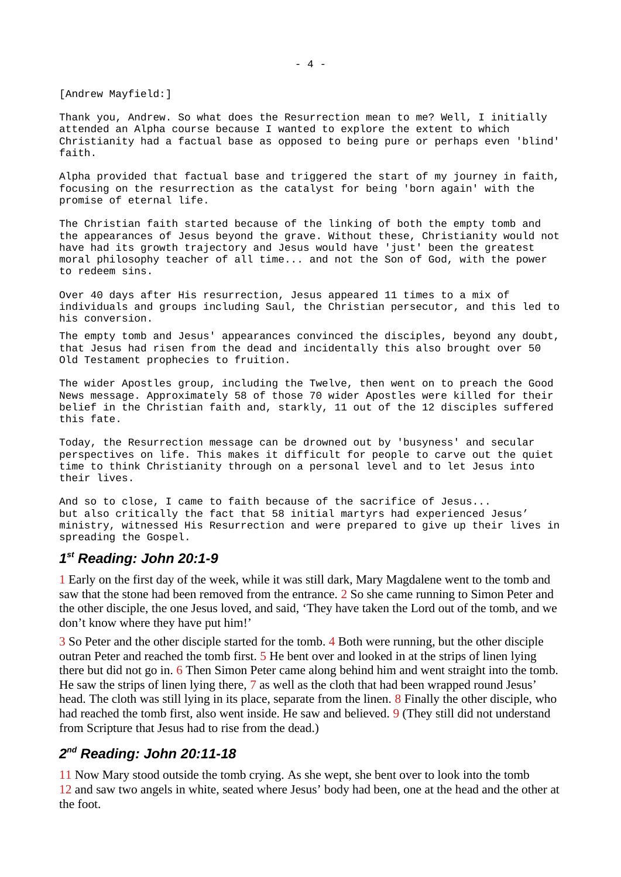[Andrew Mayfield:]

Thank you, Andrew. So what does the Resurrection mean to me? Well, I initially attended an Alpha course because I wanted to explore the extent to which Christianity had a factual base as opposed to being pure or perhaps even 'blind' faith.

Alpha provided that factual base and triggered the start of my journey in faith, focusing on the resurrection as the catalyst for being 'born again' with the promise of eternal life.

The Christian faith started because of the linking of both the empty tomb and the appearances of Jesus beyond the grave. Without these, Christianity would not have had its growth trajectory and Jesus would have 'just' been the greatest moral philosophy teacher of all time... and not the Son of God, with the power to redeem sins.

Over 40 days after His resurrection, Jesus appeared 11 times to a mix of individuals and groups including Saul, the Christian persecutor, and this led to his conversion.

The empty tomb and Jesus' appearances convinced the disciples, beyond any doubt, that Jesus had risen from the dead and incidentally this also brought over 50 Old Testament prophecies to fruition.

The wider Apostles group, including the Twelve, then went on to preach the Good News message. Approximately 58 of those 70 wider Apostles were killed for their belief in the Christian faith and, starkly, 11 out of the 12 disciples suffered this fate.

Today, the Resurrection message can be drowned out by 'busyness' and secular perspectives on life. This makes it difficult for people to carve out the quiet time to think Christianity through on a personal level and to let Jesus into their lives.

And so to close, I came to faith because of the sacrifice of Jesus...
but also critically the fact that 58 initial martyrs had experienced Jesus' ministry, witnessed His Resurrection and were prepared to give up their lives in spreading the Gospel.

## *1st Reading: John 20:1-9*

1 Early on the first day of the week, while it was still dark, Mary Magdalene went to the tomb and saw that the stone had been removed from the entrance. 2 So she came running to Simon Peter and the other disciple, the one Jesus loved, and said, 'They have taken the Lord out of the tomb, and we don't know where they have put him!'

3 So Peter and the other disciple started for the tomb. 4 Both were running, but the other disciple outran Peter and reached the tomb first. 5 He bent over and looked in at the strips of linen lying there but did not go in. 6 Then Simon Peter came along behind him and went straight into the tomb. He saw the strips of linen lying there, 7 as well as the cloth that had been wrapped round Jesus' head. The cloth was still lying in its place, separate from the linen. 8 Finally the other disciple, who had reached the tomb first, also went inside. He saw and believed. 9 (They still did not understand from Scripture that Jesus had to rise from the dead.)

## *2nd Reading: John 20:11-18*

11 Now Mary stood outside the tomb crying. As she wept, she bent over to look into the tomb 12 and saw two angels in white, seated where Jesus' body had been, one at the head and the other at the foot.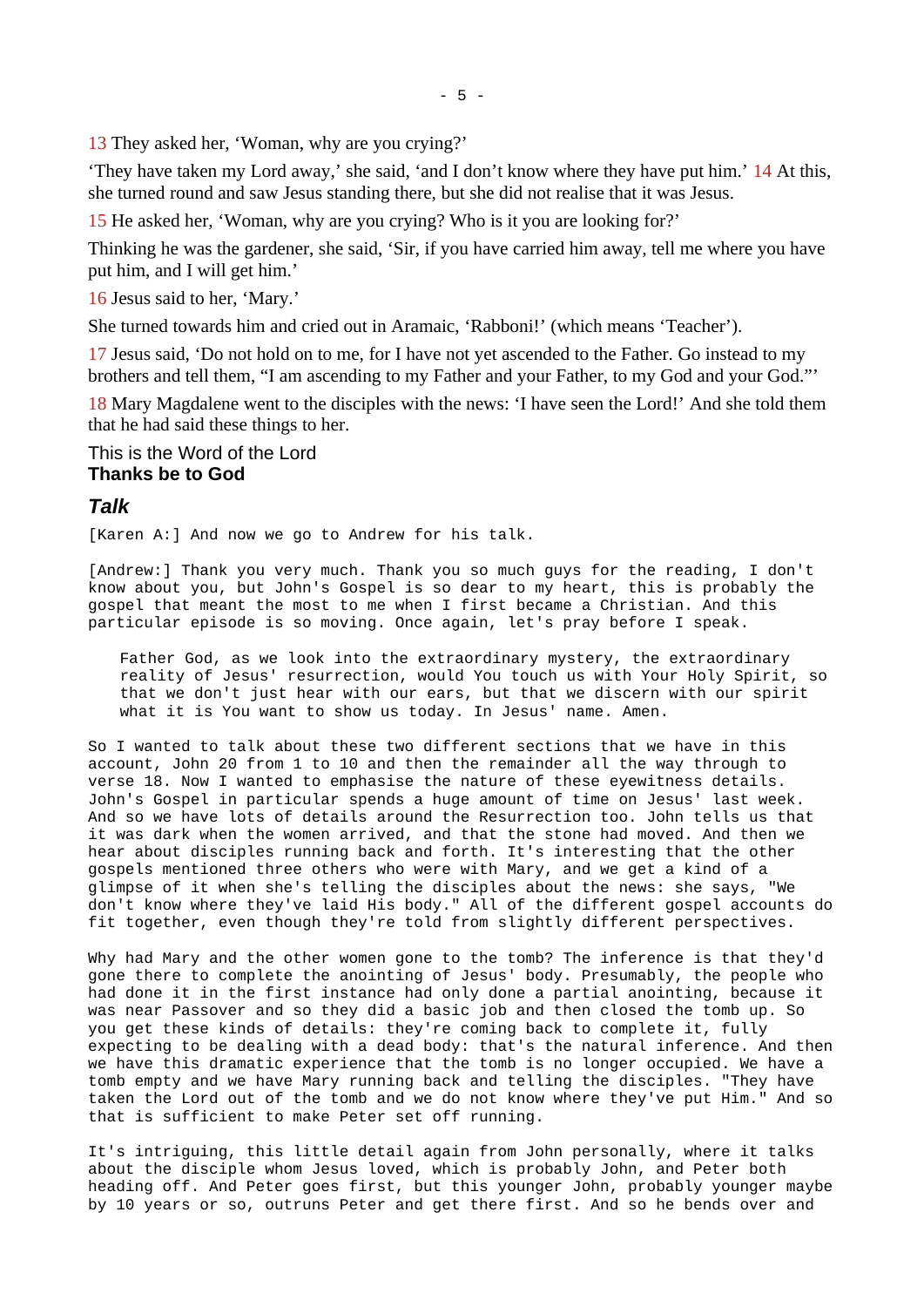13 They asked her, 'Woman, why are you crying?'

'They have taken my Lord away,' she said, 'and I don't know where they have put him.' 14 At this, she turned round and saw Jesus standing there, but she did not realise that it was Jesus.

15 He asked her, 'Woman, why are you crying? Who is it you are looking for?'

Thinking he was the gardener, she said, 'Sir, if you have carried him away, tell me where you have put him, and I will get him.'

16 Jesus said to her, 'Mary.'

She turned towards him and cried out in Aramaic, 'Rabboni!' (which means 'Teacher').

17 Jesus said, 'Do not hold on to me, for I have not yet ascended to the Father. Go instead to my brothers and tell them, "I am ascending to my Father and your Father, to my God and your God."'

18 Mary Magdalene went to the disciples with the news: 'I have seen the Lord!' And she told them that he had said these things to her.

This is the Word of the Lord
**Thanks be to God**

## *Talk*

[Karen A:] And now we go to Andrew for his talk.

[Andrew:] Thank you very much. Thank you so much guys for the reading, I don't know about you, but John's Gospel is so dear to my heart, this is probably the gospel that meant the most to me when I first became a Christian. And this particular episode is so moving. Once again, let's pray before I speak.

> Father God, as we look into the extraordinary mystery, the extraordinary reality of Jesus' resurrection, would You touch us with Your Holy Spirit, so that we don't just hear with our ears, but that we discern with our spirit what it is You want to show us today. In Jesus' name. Amen.

So I wanted to talk about these two different sections that we have in this account, John 20 from 1 to 10 and then the remainder all the way through to verse 18. Now I wanted to emphasise the nature of these eyewitness details. John's Gospel in particular spends a huge amount of time on Jesus' last week. And so we have lots of details around the Resurrection too. John tells us that it was dark when the women arrived, and that the stone had moved. And then we hear about disciples running back and forth. It's interesting that the other gospels mentioned three others who were with Mary, and we get a kind of a glimpse of it when she's telling the disciples about the news: she says, "We don't know where they've laid His body." All of the different gospel accounts do fit together, even though they're told from slightly different perspectives.

Why had Mary and the other women gone to the tomb? The inference is that they'd gone there to complete the anointing of Jesus' body. Presumably, the people who had done it in the first instance had only done a partial anointing, because it was near Passover and so they did a basic job and then closed the tomb up. So you get these kinds of details: they're coming back to complete it, fully expecting to be dealing with a dead body: that's the natural inference. And then we have this dramatic experience that the tomb is no longer occupied. We have a tomb empty and we have Mary running back and telling the disciples. "They have taken the Lord out of the tomb and we do not know where they've put Him." And so that is sufficient to make Peter set off running.

It's intriguing, this little detail again from John personally, where it talks about the disciple whom Jesus loved, which is probably John, and Peter both heading off. And Peter goes first, but this younger John, probably younger maybe by 10 years or so, outruns Peter and get there first. And so he bends over and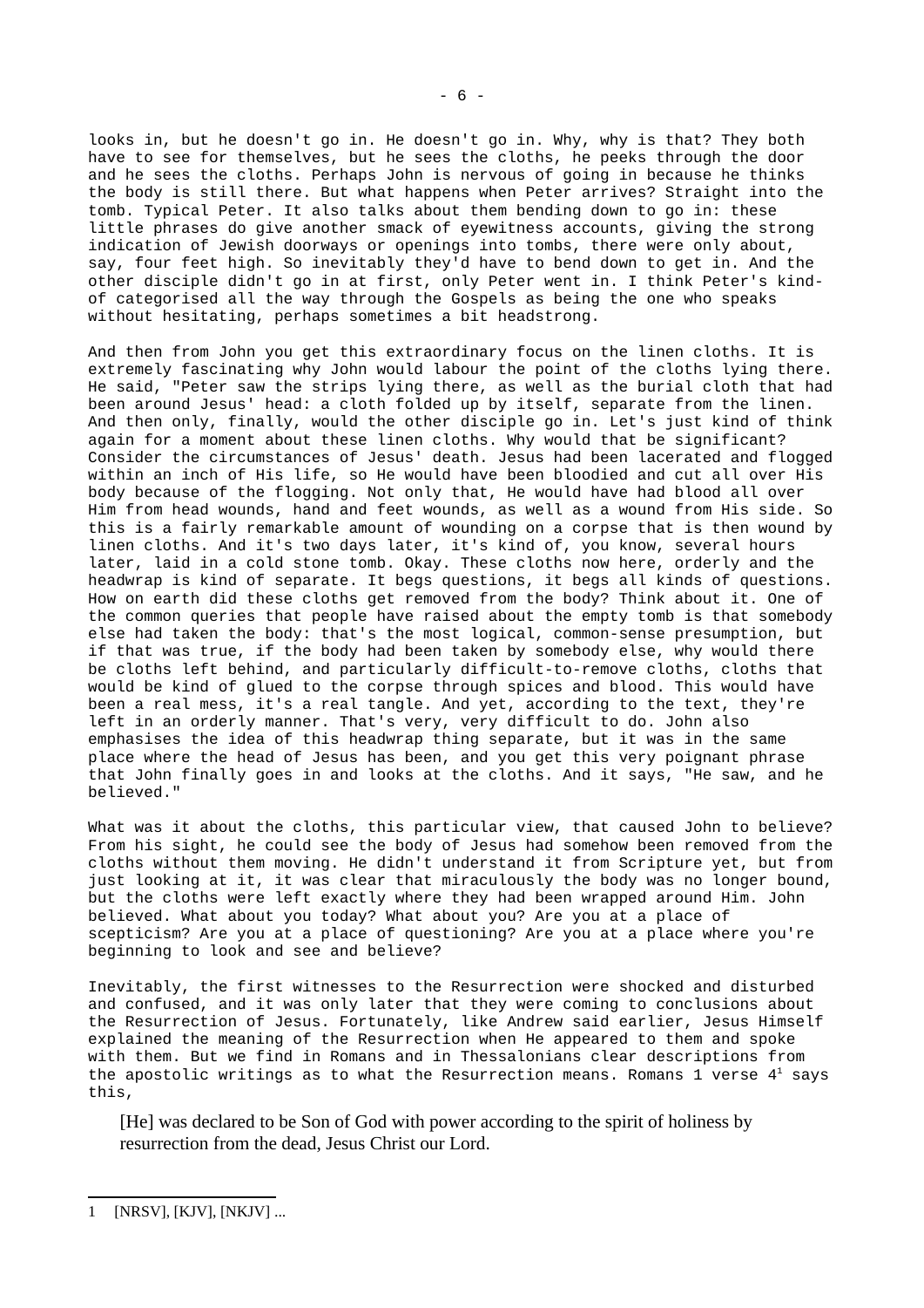looks in, but he doesn't go in. He doesn't go in. Why, why is that? They both have to see for themselves, but he sees the cloths, he peeks through the door and he sees the cloths. Perhaps John is nervous of going in because he thinks the body is still there. But what happens when Peter arrives? Straight into the tomb. Typical Peter. It also talks about them bending down to go in: these little phrases do give another smack of eyewitness accounts, giving the strong indication of Jewish doorways or openings into tombs, there were only about, say, four feet high. So inevitably they'd have to bend down to get in. And the other disciple didn't go in at first, only Peter went in. I think Peter's kind-of categorised all the way through the Gospels as being the one who speaks without hesitating, perhaps sometimes a bit headstrong.

And then from John you get this extraordinary focus on the linen cloths. It is extremely fascinating why John would labour the point of the cloths lying there. He said, "Peter saw the strips lying there, as well as the burial cloth that had been around Jesus' head: a cloth folded up by itself, separate from the linen. And then only, finally, would the other disciple go in. Let's just kind of think again for a moment about these linen cloths. Why would that be significant? Consider the circumstances of Jesus' death. Jesus had been lacerated and flogged within an inch of His life, so He would have been bloodied and cut all over His body because of the flogging. Not only that, He would have had blood all over Him from head wounds, hand and feet wounds, as well as a wound from His side. So this is a fairly remarkable amount of wounding on a corpse that is then wound by linen cloths. And it's two days later, it's kind of, you know, several hours later, laid in a cold stone tomb. Okay. These cloths now here, orderly and the headwrap is kind of separate. It begs questions, it begs all kinds of questions. How on earth did these cloths get removed from the body? Think about it. One of the common queries that people have raised about the empty tomb is that somebody else had taken the body: that's the most logical, common-sense presumption, but if that was true, if the body had been taken by somebody else, why would there be cloths left behind, and particularly difficult-to-remove cloths, cloths that would be kind of glued to the corpse through spices and blood. This would have been a real mess, it's a real tangle. And yet, according to the text, they're left in an orderly manner. That's very, very difficult to do. John also emphasises the idea of this headwrap thing separate, but it was in the same place where the head of Jesus has been, and you get this very poignant phrase that John finally goes in and looks at the cloths. And it says, "He saw, and he believed."

What was it about the cloths, this particular view, that caused John to believe? From his sight, he could see the body of Jesus had somehow been removed from the cloths without them moving. He didn't understand it from Scripture yet, but from just looking at it, it was clear that miraculously the body was no longer bound, but the cloths were left exactly where they had been wrapped around Him. John believed. What about you today? What about you? Are you at a place of scepticism? Are you at a place of questioning? Are you at a place where you're beginning to look and see and believe?

Inevitably, the first witnesses to the Resurrection were shocked and disturbed and confused, and it was only later that they were coming to conclusions about the Resurrection of Jesus. Fortunately, like Andrew said earlier, Jesus Himself explained the meaning of the Resurrection when He appeared to them and spoke with them. But we find in Romans and in Thessalonians clear descriptions from the apostolic writings as to what the Resurrection means. Romans 1 verse 4[1] says this,

> [He] was declared to be Son of God with power according to the spirit of holiness by resurrection from the dead, Jesus Christ our Lord.

---

1 [NRSV], [KJV], [NKJV] ...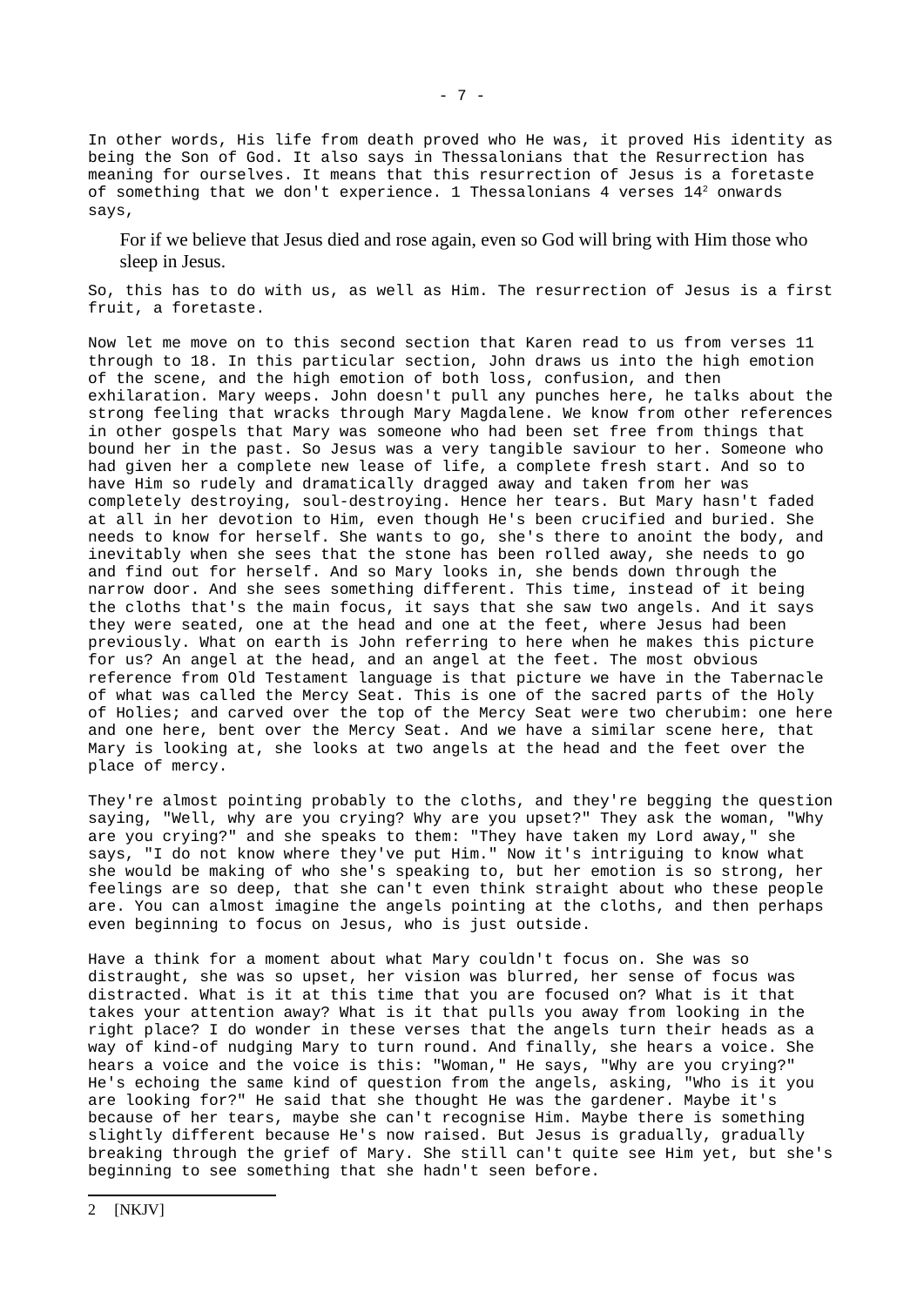In other words, His life from death proved who He was, it proved His identity as being the Son of God. It also says in Thessalonians that the Resurrection has meaning for ourselves. It means that this resurrection of Jesus is a foretaste of something that we don't experience. 1 Thessalonians 4 verses 14[2] onwards says,

> For if we believe that Jesus died and rose again, even so God will bring with Him those who sleep in Jesus.

So, this has to do with us, as well as Him. The resurrection of Jesus is a first fruit, a foretaste.

Now let me move on to this second section that Karen read to us from verses 11 through to 18. In this particular section, John draws us into the high emotion of the scene, and the high emotion of both loss, confusion, and then exhilaration. Mary weeps. John doesn't pull any punches here, he talks about the strong feeling that wracks through Mary Magdalene. We know from other references in other gospels that Mary was someone who had been set free from things that bound her in the past. So Jesus was a very tangible saviour to her. Someone who had given her a complete new lease of life, a complete fresh start. And so to have Him so rudely and dramatically dragged away and taken from her was completely destroying, soul-destroying. Hence her tears. But Mary hasn't faded at all in her devotion to Him, even though He's been crucified and buried. She needs to know for herself. She wants to go, she's there to anoint the body, and inevitably when she sees that the stone has been rolled away, she needs to go and find out for herself. And so Mary looks in, she bends down through the narrow door. And she sees something different. This time, instead of it being the cloths that's the main focus, it says that she saw two angels. And it says they were seated, one at the head and one at the feet, where Jesus had been previously. What on earth is John referring to here when he makes this picture for us? An angel at the head, and an angel at the feet. The most obvious reference from Old Testament language is that picture we have in the Tabernacle of what was called the Mercy Seat. This is one of the sacred parts of the Holy of Holies; and carved over the top of the Mercy Seat were two cherubim: one here and one here, bent over the Mercy Seat. And we have a similar scene here, that Mary is looking at, she looks at two angels at the head and the feet over the place of mercy.

They're almost pointing probably to the cloths, and they're begging the question saying, "Well, why are you crying? Why are you upset?" They ask the woman, "Why are you crying?" and she speaks to them: "They have taken my Lord away," she says, "I do not know where they've put Him." Now it's intriguing to know what she would be making of who she's speaking to, but her emotion is so strong, her feelings are so deep, that she can't even think straight about who these people are. You can almost imagine the angels pointing at the cloths, and then perhaps even beginning to focus on Jesus, who is just outside.

Have a think for a moment about what Mary couldn't focus on. She was so distraught, she was so upset, her vision was blurred, her sense of focus was distracted. What is it at this time that you are focused on? What is it that takes your attention away? What is it that pulls you away from looking in the right place? I do wonder in these verses that the angels turn their heads as a way of kind-of nudging Mary to turn round. And finally, she hears a voice. She hears a voice and the voice is this: "Woman," He says, "Why are you crying?" He's echoing the same kind of question from the angels, asking, "Who is it you are looking for?" He said that she thought He was the gardener. Maybe it's because of her tears, maybe she can't recognise Him. Maybe there is something slightly different because He's now raised. But Jesus is gradually, gradually breaking through the grief of Mary. She still can't quite see Him yet, but she's beginning to see something that she hadn't seen before.

---

2 [NKJV]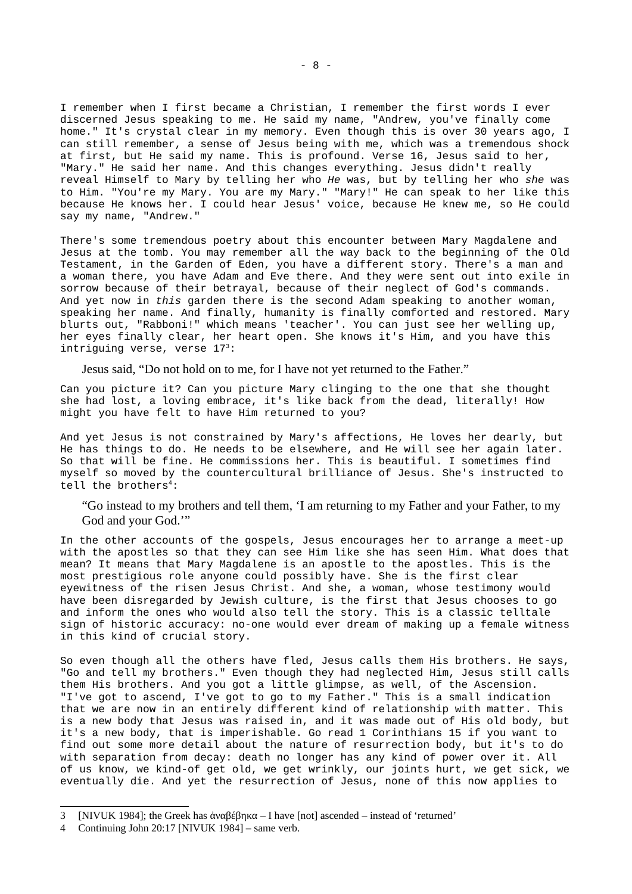I remember when I first became a Christian, I remember the first words I ever discerned Jesus speaking to me. He said my name, "Andrew, you've finally come home." It's crystal clear in my memory. Even though this is over 30 years ago, I can still remember, a sense of Jesus being with me, which was a tremendous shock at first, but He said my name. This is profound. Verse 16, Jesus said to her, "Mary." He said her name. And this changes everything. Jesus didn't really reveal Himself to Mary by telling her who *He* was, but by telling her who *she* was to Him. "You're my Mary. You are my Mary." "Mary!" He can speak to her like this because He knows her. I could hear Jesus' voice, because He knew me, so He could say my name, "Andrew."

There's some tremendous poetry about this encounter between Mary Magdalene and Jesus at the tomb. You may remember all the way back to the beginning of the Old Testament, in the Garden of Eden, you have a different story. There's a man and a woman there, you have Adam and Eve there. And they were sent out into exile in sorrow because of their betrayal, because of their neglect of God's commands. And yet now in *this* garden there is the second Adam speaking to another woman, speaking her name. And finally, humanity is finally comforted and restored. Mary blurts out, "Rabboni!" which means 'teacher'. You can just see her welling up, her eyes finally clear, her heart open. She knows it's Him, and you have this intriguing verse, verse 17[3]:

> Jesus said, "Do not hold on to me, for I have not yet returned to the Father."

Can you picture it? Can you picture Mary clinging to the one that she thought she had lost, a loving embrace, it's like back from the dead, literally! How might you have felt to have Him returned to you?

And yet Jesus is not constrained by Mary's affections, He loves her dearly, but He has things to do. He needs to be elsewhere, and He will see her again later. So that will be fine. He commissions her. This is beautiful. I sometimes find myself so moved by the countercultural brilliance of Jesus. She's instructed to tell the brothers[4]:

> "Go instead to my brothers and tell them, 'I am returning to my Father and your Father, to my God and your God.'"

In the other accounts of the gospels, Jesus encourages her to arrange a meet-up with the apostles so that they can see Him like she has seen Him. What does that mean? It means that Mary Magdalene is an apostle to the apostles. This is the most prestigious role anyone could possibly have. She is the first clear eyewitness of the risen Jesus Christ. And she, a woman, whose testimony would have been disregarded by Jewish culture, is the first that Jesus chooses to go and inform the ones who would also tell the story. This is a classic telltale sign of historic accuracy: no-one would ever dream of making up a female witness in this kind of crucial story.

So even though all the others have fled, Jesus calls them His brothers. He says, "Go and tell my brothers." Even though they had neglected Him, Jesus still calls them His brothers. And you got a little glimpse, as well, of the Ascension. "I've got to ascend, I've got to go to my Father." This is a small indication that we are now in an entirely different kind of relationship with matter. This is a new body that Jesus was raised in, and it was made out of His old body, but it's a new body, that is imperishable. Go read 1 Corinthians 15 if you want to find out some more detail about the nature of resurrection body, but it's to do with separation from decay: death no longer has any kind of power over it. All of us know, we kind-of get old, we get wrinkly, our joints hurt, we get sick, we eventually die. And yet the resurrection of Jesus, none of this now applies to

---

3 [NIVUK 1984]; the Greek has ἀναβέβηκα – I have [not] ascended – instead of 'returned'

4 Continuing John 20:17 [NIVUK 1984] – same verb.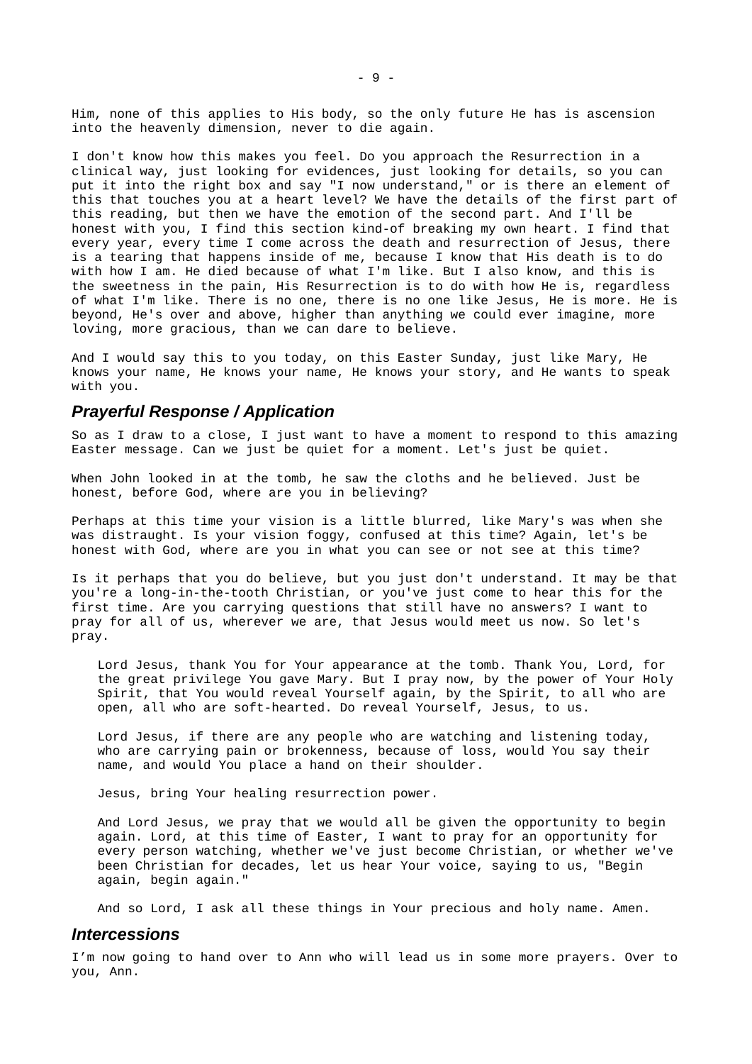Him, none of this applies to His body, so the only future He has is ascension into the heavenly dimension, never to die again.

I don't know how this makes you feel. Do you approach the Resurrection in a clinical way, just looking for evidences, just looking for details, so you can put it into the right box and say "I now understand," or is there an element of this that touches you at a heart level? We have the details of the first part of this reading, but then we have the emotion of the second part. And I'll be honest with you, I find this section kind-of breaking my own heart. I find that every year, every time I come across the death and resurrection of Jesus, there is a tearing that happens inside of me, because I know that His death is to do with how I am. He died because of what I'm like. But I also know, and this is the sweetness in the pain, His Resurrection is to do with how He is, regardless of what I'm like. There is no one, there is no one like Jesus, He is more. He is beyond, He's over and above, higher than anything we could ever imagine, more loving, more gracious, than we can dare to believe.

And I would say this to you today, on this Easter Sunday, just like Mary, He knows your name, He knows your name, He knows your story, and He wants to speak with you.

## Prayerful Response / Application

So as I draw to a close, I just want to have a moment to respond to this amazing Easter message. Can we just be quiet for a moment. Let's just be quiet.

When John looked in at the tomb, he saw the cloths and he believed. Just be honest, before God, where are you in believing?

Perhaps at this time your vision is a little blurred, like Mary's was when she was distraught. Is your vision foggy, confused at this time? Again, let's be honest with God, where are you in what you can see or not see at this time?

Is it perhaps that you do believe, but you just don't understand. It may be that you're a long-in-the-tooth Christian, or you've just come to hear this for the first time. Are you carrying questions that still have no answers? I want to pray for all of us, wherever we are, that Jesus would meet us now. So let's pray.

> Lord Jesus, thank You for Your appearance at the tomb. Thank You, Lord, for the great privilege You gave Mary. But I pray now, by the power of Your Holy Spirit, that You would reveal Yourself again, by the Spirit, to all who are open, all who are soft-hearted. Do reveal Yourself, Jesus, to us.
>
> Lord Jesus, if there are any people who are watching and listening today, who are carrying pain or brokenness, because of loss, would You say their name, and would You place a hand on their shoulder.
>
> Jesus, bring Your healing resurrection power.
>
> And Lord Jesus, we pray that we would all be given the opportunity to begin again. Lord, at this time of Easter, I want to pray for an opportunity for every person watching, whether we've just become Christian, or whether we've been Christian for decades, let us hear Your voice, saying to us, "Begin again, begin again."
>
> And so Lord, I ask all these things in Your precious and holy name. Amen.

## Intercessions

I'm now going to hand over to Ann who will lead us in some more prayers. Over to you, Ann.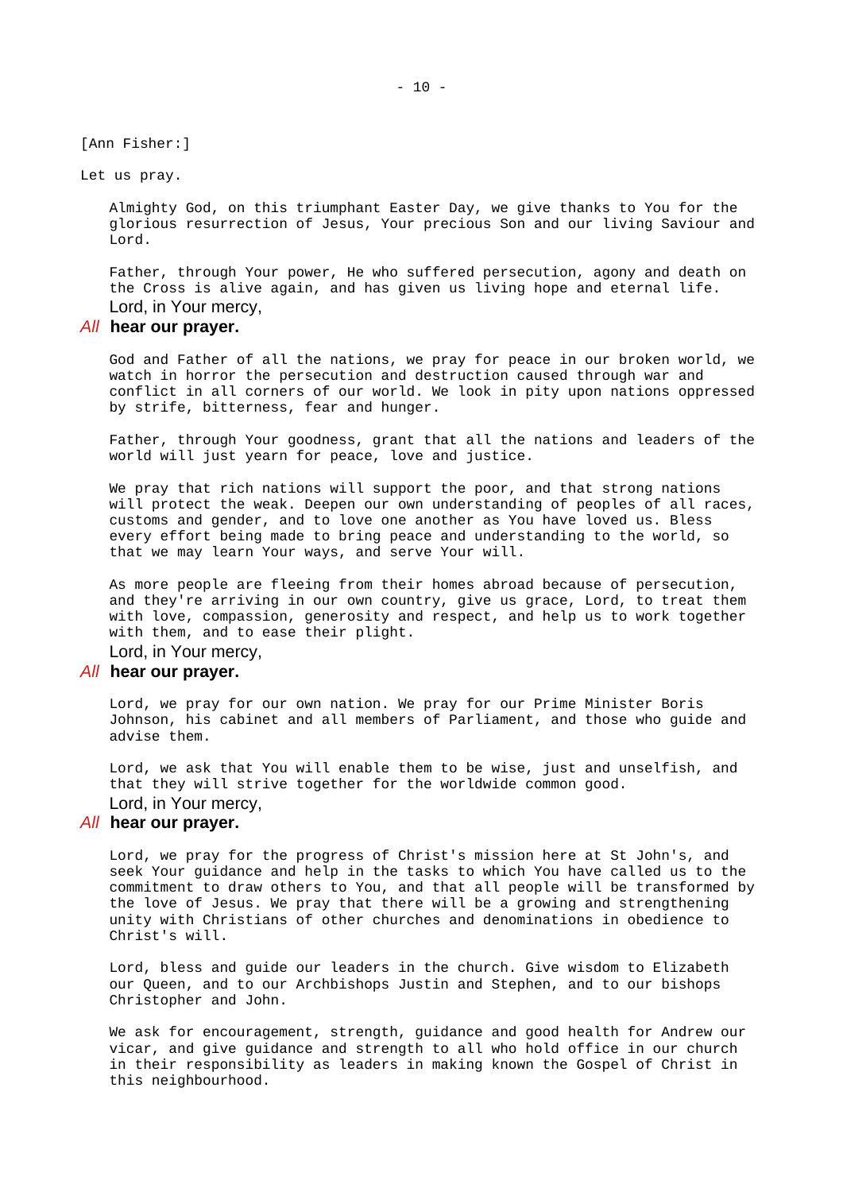[Ann Fisher:]

Let us pray.

Almighty God, on this triumphant Easter Day, we give thanks to You for the glorious resurrection of Jesus, Your precious Son and our living Saviour and Lord.

Father, through Your power, He who suffered persecution, agony and death on the Cross is alive again, and has given us living hope and eternal life.
Lord, in Your mercy,

*All* **hear our prayer.**

God and Father of all the nations, we pray for peace in our broken world, we watch in horror the persecution and destruction caused through war and conflict in all corners of our world. We look in pity upon nations oppressed by strife, bitterness, fear and hunger.

Father, through Your goodness, grant that all the nations and leaders of the world will just yearn for peace, love and justice.

We pray that rich nations will support the poor, and that strong nations will protect the weak. Deepen our own understanding of peoples of all races, customs and gender, and to love one another as You have loved us. Bless every effort being made to bring peace and understanding to the world, so that we may learn Your ways, and serve Your will.

As more people are fleeing from their homes abroad because of persecution, and they're arriving in our own country, give us grace, Lord, to treat them with love, compassion, generosity and respect, and help us to work together with them, and to ease their plight.
Lord, in Your mercy,

*All* **hear our prayer.**

Lord, we pray for our own nation. We pray for our Prime Minister Boris Johnson, his cabinet and all members of Parliament, and those who guide and advise them.

Lord, we ask that You will enable them to be wise, just and unselfish, and that they will strive together for the worldwide common good.
Lord, in Your mercy,

*All* **hear our prayer.**

Lord, we pray for the progress of Christ's mission here at St John's, and seek Your guidance and help in the tasks to which You have called us to the commitment to draw others to You, and that all people will be transformed by the love of Jesus. We pray that there will be a growing and strengthening unity with Christians of other churches and denominations in obedience to Christ's will.

Lord, bless and guide our leaders in the church. Give wisdom to Elizabeth our Queen, and to our Archbishops Justin and Stephen, and to our bishops Christopher and John.

We ask for encouragement, strength, guidance and good health for Andrew our vicar, and give guidance and strength to all who hold office in our church in their responsibility as leaders in making known the Gospel of Christ in this neighbourhood.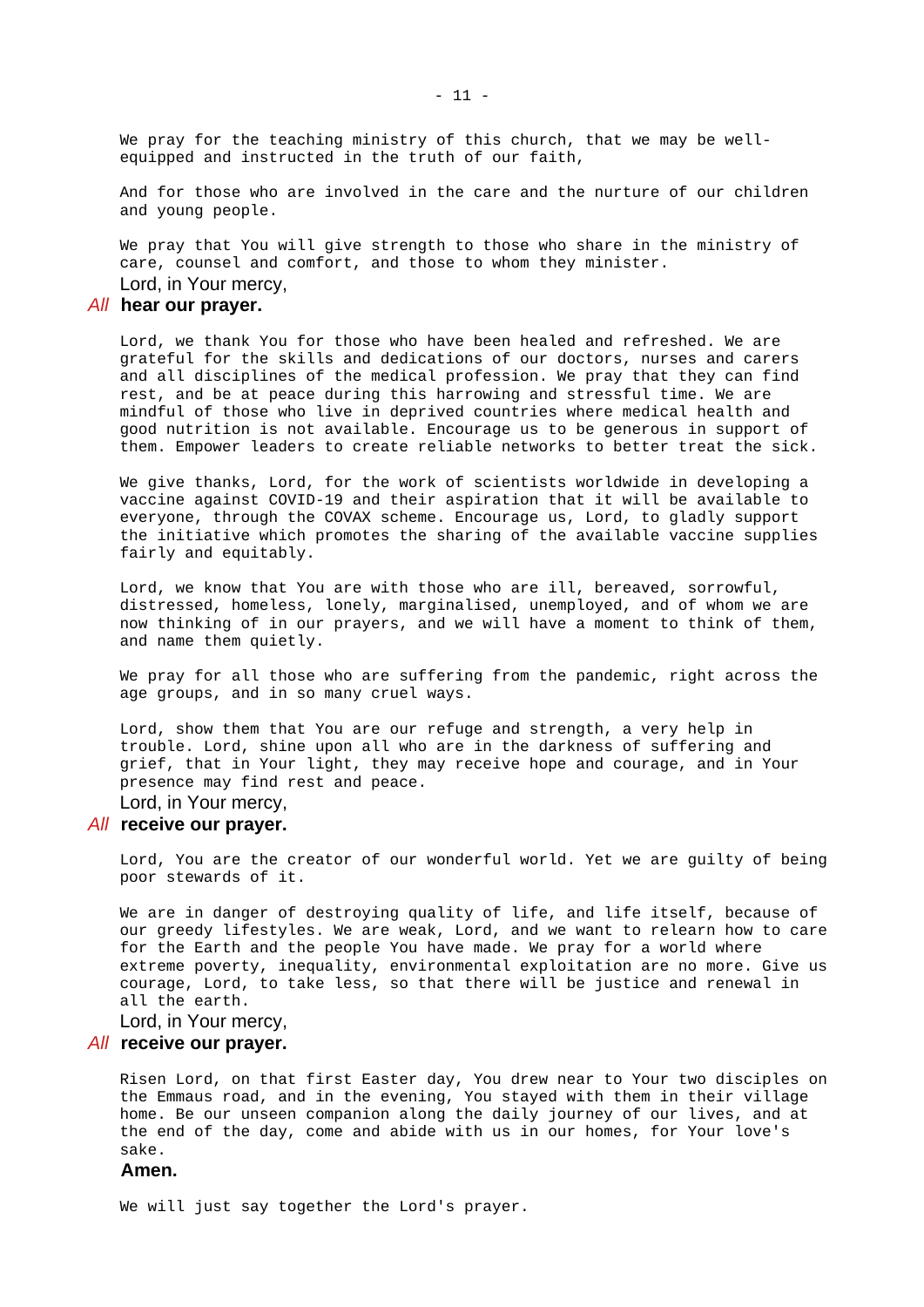We pray for the teaching ministry of this church, that we may be well-equipped and instructed in the truth of our faith,

And for those who are involved in the care and the nurture of our children and young people.

We pray that You will give strength to those who share in the ministry of care, counsel and comfort, and those to whom they minister.

Lord, in Your mercy,

*All* **hear our prayer.**

Lord, we thank You for those who have been healed and refreshed. We are grateful for the skills and dedications of our doctors, nurses and carers and all disciplines of the medical profession. We pray that they can find rest, and be at peace during this harrowing and stressful time. We are mindful of those who live in deprived countries where medical health and good nutrition is not available. Encourage us to be generous in support of them. Empower leaders to create reliable networks to better treat the sick.

We give thanks, Lord, for the work of scientists worldwide in developing a vaccine against COVID-19 and their aspiration that it will be available to everyone, through the COVAX scheme. Encourage us, Lord, to gladly support the initiative which promotes the sharing of the available vaccine supplies fairly and equitably.

Lord, we know that You are with those who are ill, bereaved, sorrowful, distressed, homeless, lonely, marginalised, unemployed, and of whom we are now thinking of in our prayers, and we will have a moment to think of them, and name them quietly.

We pray for all those who are suffering from the pandemic, right across the age groups, and in so many cruel ways.

Lord, show them that You are our refuge and strength, a very help in trouble. Lord, shine upon all who are in the darkness of suffering and grief, that in Your light, they may receive hope and courage, and in Your presence may find rest and peace.

Lord, in Your mercy,

*All* **receive our prayer.**

Lord, You are the creator of our wonderful world. Yet we are guilty of being poor stewards of it.

We are in danger of destroying quality of life, and life itself, because of our greedy lifestyles. We are weak, Lord, and we want to relearn how to care for the Earth and the people You have made. We pray for a world where extreme poverty, inequality, environmental exploitation are no more. Give us courage, Lord, to take less, so that there will be justice and renewal in all the earth.

Lord, in Your mercy,

*All* **receive our prayer.**

Risen Lord, on that first Easter day, You drew near to Your two disciples on the Emmaus road, and in the evening, You stayed with them in their village home. Be our unseen companion along the daily journey of our lives, and at the end of the day, come and abide with us in our homes, for Your love's sake.

**Amen.**

We will just say together the Lord's prayer.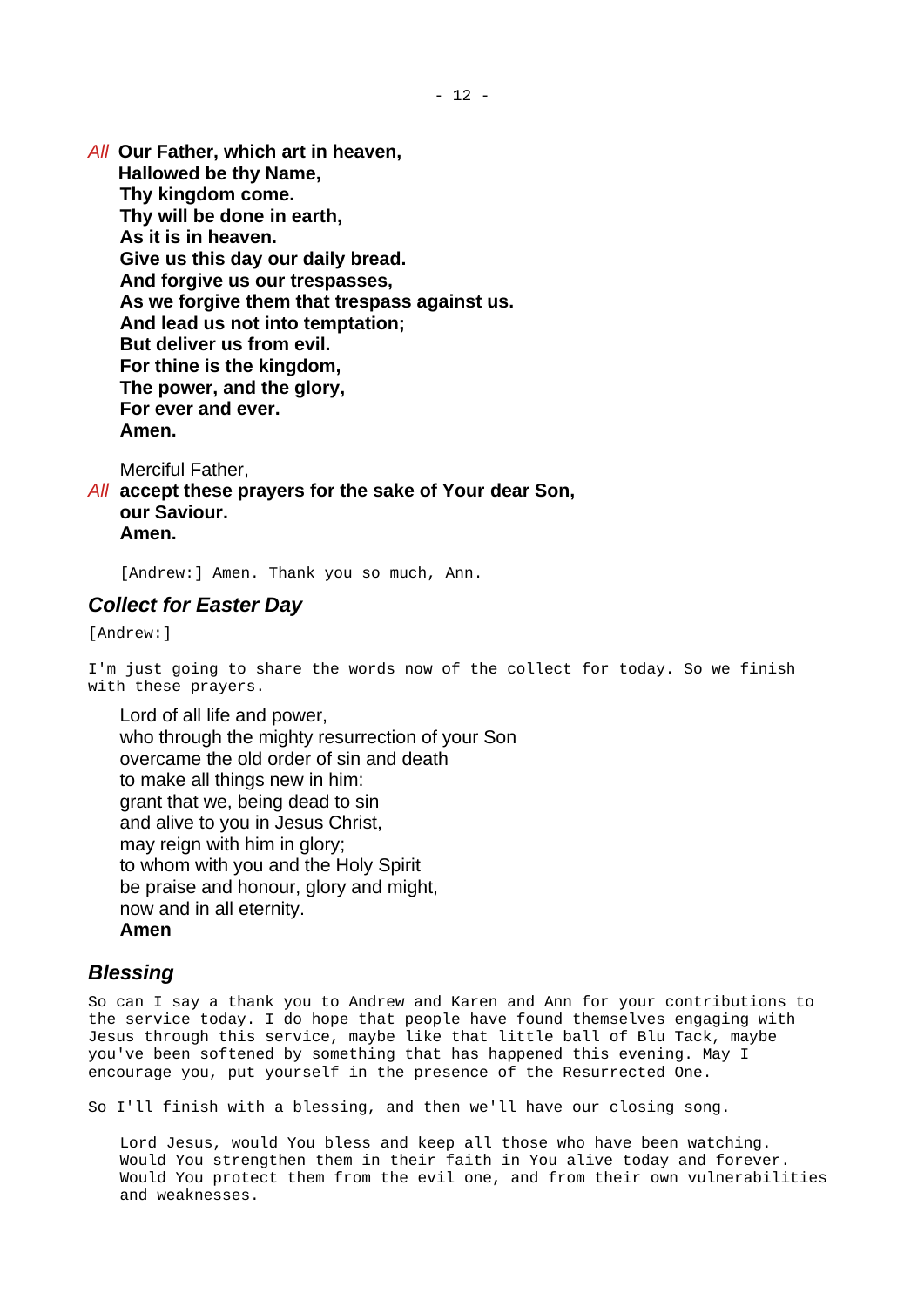*All* **Our Father, which art in heaven,**
**Hallowed be thy Name,**
**Thy kingdom come.**
**Thy will be done in earth,**
**As it is in heaven.**
**Give us this day our daily bread.**
**And forgive us our trespasses,**
**As we forgive them that trespass against us.**
**And lead us not into temptation;**
**But deliver us from evil.**
**For thine is the kingdom,**
**The power, and the glory,**
**For ever and ever.**
**Amen.**

Merciful Father,
*All* **accept these prayers for the sake of Your dear Son,**
**our Saviour.**
**Amen.**

[Andrew:] Amen. Thank you so much, Ann.

### *Collect for Easter Day*

[Andrew:]

I'm just going to share the words now of the collect for today. So we finish with these prayers.

Lord of all life and power,
who through the mighty resurrection of your Son
overcame the old order of sin and death
to make all things new in him:
grant that we, being dead to sin
and alive to you in Jesus Christ,
may reign with him in glory;
to whom with you and the Holy Spirit
be praise and honour, glory and might,
now and in all eternity.
**Amen**

### *Blessing*

So can I say a thank you to Andrew and Karen and Ann for your contributions to the service today. I do hope that people have found themselves engaging with Jesus through this service, maybe like that little ball of Blu Tack, maybe you've been softened by something that has happened this evening. May I encourage you, put yourself in the presence of the Resurrected One.

So I'll finish with a blessing, and then we'll have our closing song.

Lord Jesus, would You bless and keep all those who have been watching. Would You strengthen them in their faith in You alive today and forever. Would You protect them from the evil one, and from their own vulnerabilities and weaknesses.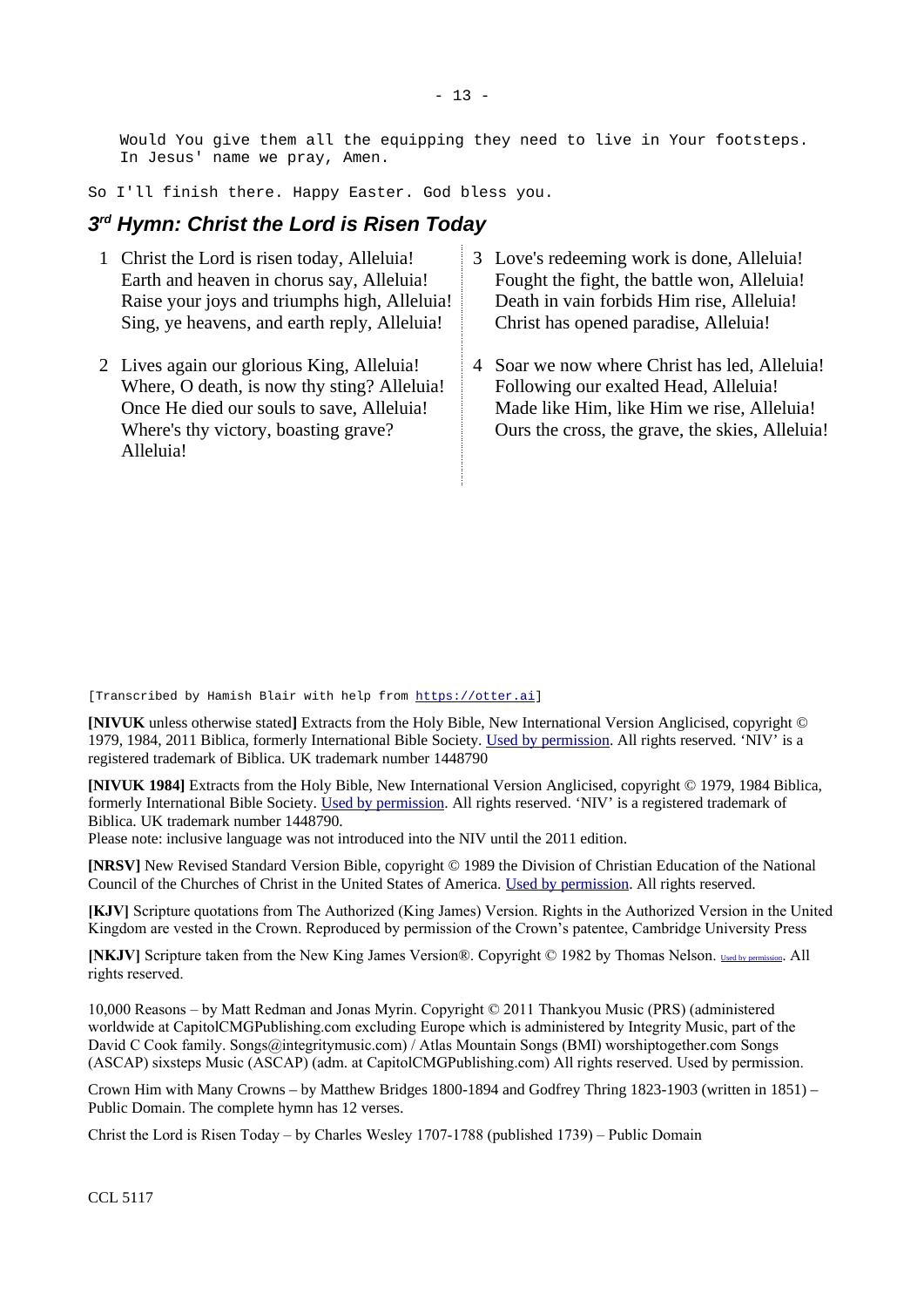Would You give them all the equipping they need to live in Your footsteps. In Jesus' name we pray, Amen.

So I'll finish there. Happy Easter. God bless you.

## 3rd Hymn: Christ the Lord is Risen Today

1 Christ the Lord is risen today, Alleluia!
Earth and heaven in chorus say, Alleluia!
Raise your joys and triumphs high, Alleluia!
Sing, ye heavens, and earth reply, Alleluia!

2 Lives again our glorious King, Alleluia!
Where, O death, is now thy sting? Alleluia!
Once He died our souls to save, Alleluia!
Where's thy victory, boasting grave? Alleluia!

3 Love's redeeming work is done, Alleluia!
Fought the fight, the battle won, Alleluia!
Death in vain forbids Him rise, Alleluia!
Christ has opened paradise, Alleluia!

4 Soar we now where Christ has led, Alleluia!
Following our exalted Head, Alleluia!
Made like Him, like Him we rise, Alleluia!
Ours the cross, the grave, the skies, Alleluia!

[Transcribed by Hamish Blair with help from https://otter.ai]

**[NIVUK** unless otherwise stated**]** Extracts from the Holy Bible, New International Version Anglicised, copyright © 1979, 1984, 2011 Biblica, formerly International Bible Society. Used by permission. All rights reserved. 'NIV' is a registered trademark of Biblica. UK trademark number 1448790

**[NIVUK 1984]** Extracts from the Holy Bible, New International Version Anglicised, copyright © 1979, 1984 Biblica, formerly International Bible Society. Used by permission. All rights reserved. 'NIV' is a registered trademark of Biblica. UK trademark number 1448790.
Please note: inclusive language was not introduced into the NIV until the 2011 edition.

**[NRSV]** New Revised Standard Version Bible, copyright © 1989 the Division of Christian Education of the National Council of the Churches of Christ in the United States of America. Used by permission. All rights reserved.

**[KJV]** Scripture quotations from The Authorized (King James) Version. Rights in the Authorized Version in the United Kingdom are vested in the Crown. Reproduced by permission of the Crown's patentee, Cambridge University Press

**[NKJV]** Scripture taken from the New King James Version®. Copyright © 1982 by Thomas Nelson. Used by permission. All rights reserved.

10,000 Reasons – by Matt Redman and Jonas Myrin. Copyright © 2011 Thankyou Music (PRS) (administered worldwide at CapitolCMGPublishing.com excluding Europe which is administered by Integrity Music, part of the David C Cook family. Songs@integritymusic.com) / Atlas Mountain Songs (BMI) worshiptogether.com Songs (ASCAP) sixsteps Music (ASCAP) (adm. at CapitolCMGPublishing.com) All rights reserved. Used by permission.

Crown Him with Many Crowns – by Matthew Bridges 1800-1894 and Godfrey Thring 1823-1903 (written in 1851) – Public Domain. The complete hymn has 12 verses.

Christ the Lord is Risen Today – by Charles Wesley 1707-1788 (published 1739) – Public Domain

CCL 5117